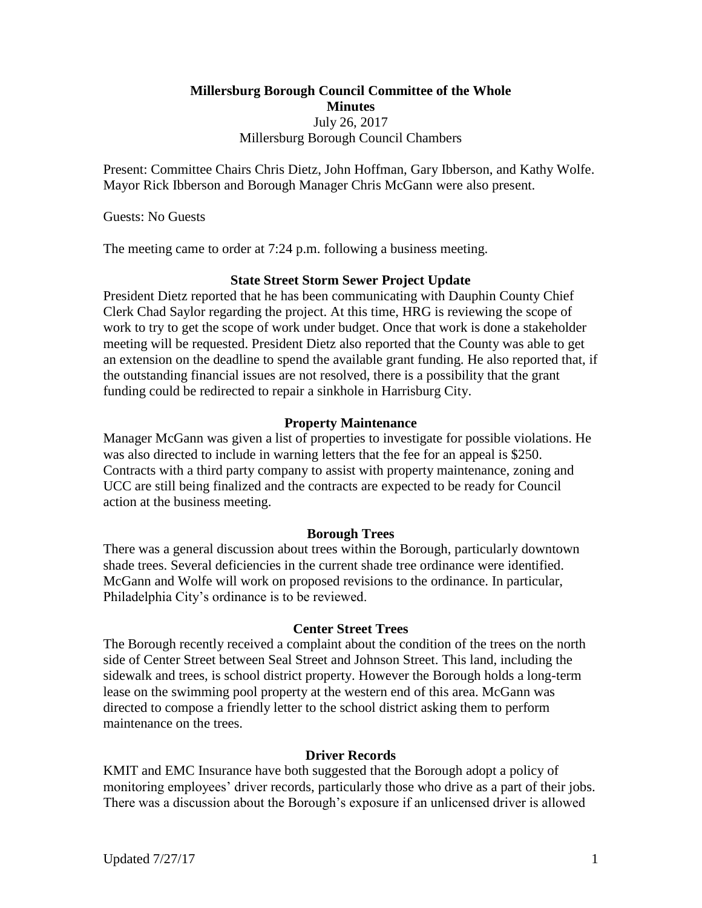# Millersburg Borough Council Committee of the Whole
## Minutes

July 26, 2017
Millersburg Borough Council Chambers

Present: Committee Chairs Chris Dietz, John Hoffman, Gary Ibberson, and Kathy Wolfe. Mayor Rick Ibberson and Borough Manager Chris McGann were also present.

Guests: No Guests

The meeting came to order at 7:24 p.m. following a business meeting.

### State Street Storm Sewer Project Update

President Dietz reported that he has been communicating with Dauphin County Chief Clerk Chad Saylor regarding the project. At this time, HRG is reviewing the scope of work to try to get the scope of work under budget. Once that work is done a stakeholder meeting will be requested. President Dietz also reported that the County was able to get an extension on the deadline to spend the available grant funding. He also reported that, if the outstanding financial issues are not resolved, there is a possibility that the grant funding could be redirected to repair a sinkhole in Harrisburg City.

### Property Maintenance

Manager McGann was given a list of properties to investigate for possible violations. He was also directed to include in warning letters that the fee for an appeal is $250. Contracts with a third party company to assist with property maintenance, zoning and UCC are still being finalized and the contracts are expected to be ready for Council action at the business meeting.

### Borough Trees

There was a general discussion about trees within the Borough, particularly downtown shade trees. Several deficiencies in the current shade tree ordinance were identified. McGann and Wolfe will work on proposed revisions to the ordinance. In particular, Philadelphia City's ordinance is to be reviewed.

### Center Street Trees

The Borough recently received a complaint about the condition of the trees on the north side of Center Street between Seal Street and Johnson Street. This land, including the sidewalk and trees, is school district property. However the Borough holds a long-term lease on the swimming pool property at the western end of this area. McGann was directed to compose a friendly letter to the school district asking them to perform maintenance on the trees.

### Driver Records

KMIT and EMC Insurance have both suggested that the Borough adopt a policy of monitoring employees' driver records, particularly those who drive as a part of their jobs. There was a discussion about the Borough's exposure if an unlicensed driver is allowed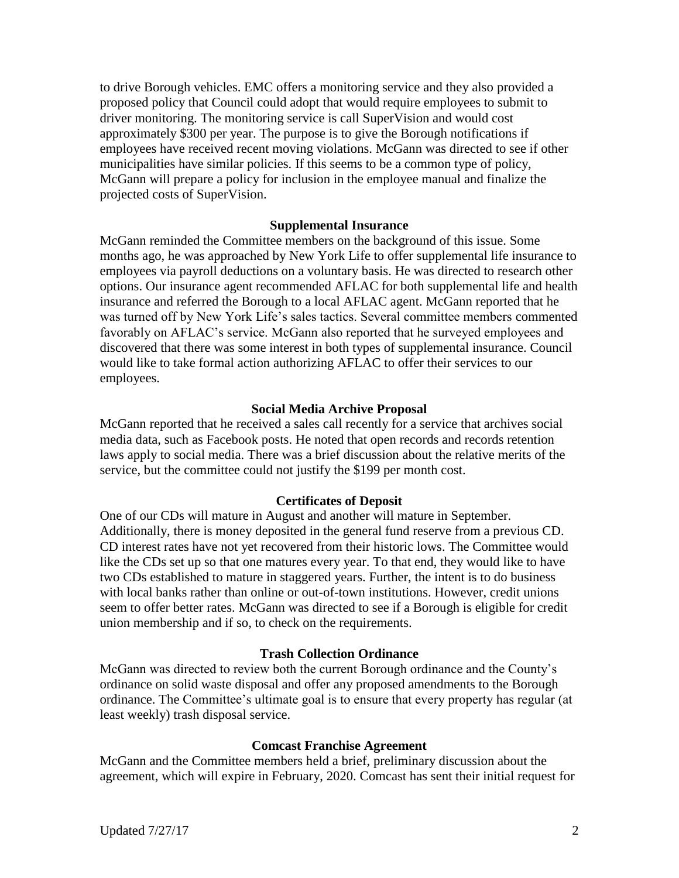to drive Borough vehicles. EMC offers a monitoring service and they also provided a proposed policy that Council could adopt that would require employees to submit to driver monitoring. The monitoring service is call SuperVision and would cost approximately $300 per year. The purpose is to give the Borough notifications if employees have received recent moving violations. McGann was directed to see if other municipalities have similar policies. If this seems to be a common type of policy, McGann will prepare a policy for inclusion in the employee manual and finalize the projected costs of SuperVision.

**Supplemental Insurance**

McGann reminded the Committee members on the background of this issue. Some months ago, he was approached by New York Life to offer supplemental life insurance to employees via payroll deductions on a voluntary basis. He was directed to research other options. Our insurance agent recommended AFLAC for both supplemental life and health insurance and referred the Borough to a local AFLAC agent. McGann reported that he was turned off by New York Life's sales tactics. Several committee members commented favorably on AFLAC's service. McGann also reported that he surveyed employees and discovered that there was some interest in both types of supplemental insurance. Council would like to take formal action authorizing AFLAC to offer their services to our employees.

**Social Media Archive Proposal**

McGann reported that he received a sales call recently for a service that archives social media data, such as Facebook posts. He noted that open records and records retention laws apply to social media. There was a brief discussion about the relative merits of the service, but the committee could not justify the $199 per month cost.

**Certificates of Deposit**

One of our CDs will mature in August and another will mature in September. Additionally, there is money deposited in the general fund reserve from a previous CD. CD interest rates have not yet recovered from their historic lows. The Committee would like the CDs set up so that one matures every year. To that end, they would like to have two CDs established to mature in staggered years. Further, the intent is to do business with local banks rather than online or out-of-town institutions. However, credit unions seem to offer better rates. McGann was directed to see if a Borough is eligible for credit union membership and if so, to check on the requirements.

**Trash Collection Ordinance**

McGann was directed to review both the current Borough ordinance and the County's ordinance on solid waste disposal and offer any proposed amendments to the Borough ordinance. The Committee's ultimate goal is to ensure that every property has regular (at least weekly) trash disposal service.

**Comcast Franchise Agreement**

McGann and the Committee members held a brief, preliminary discussion about the agreement, which will expire in February, 2020. Comcast has sent their initial request for

Updated 7/27/17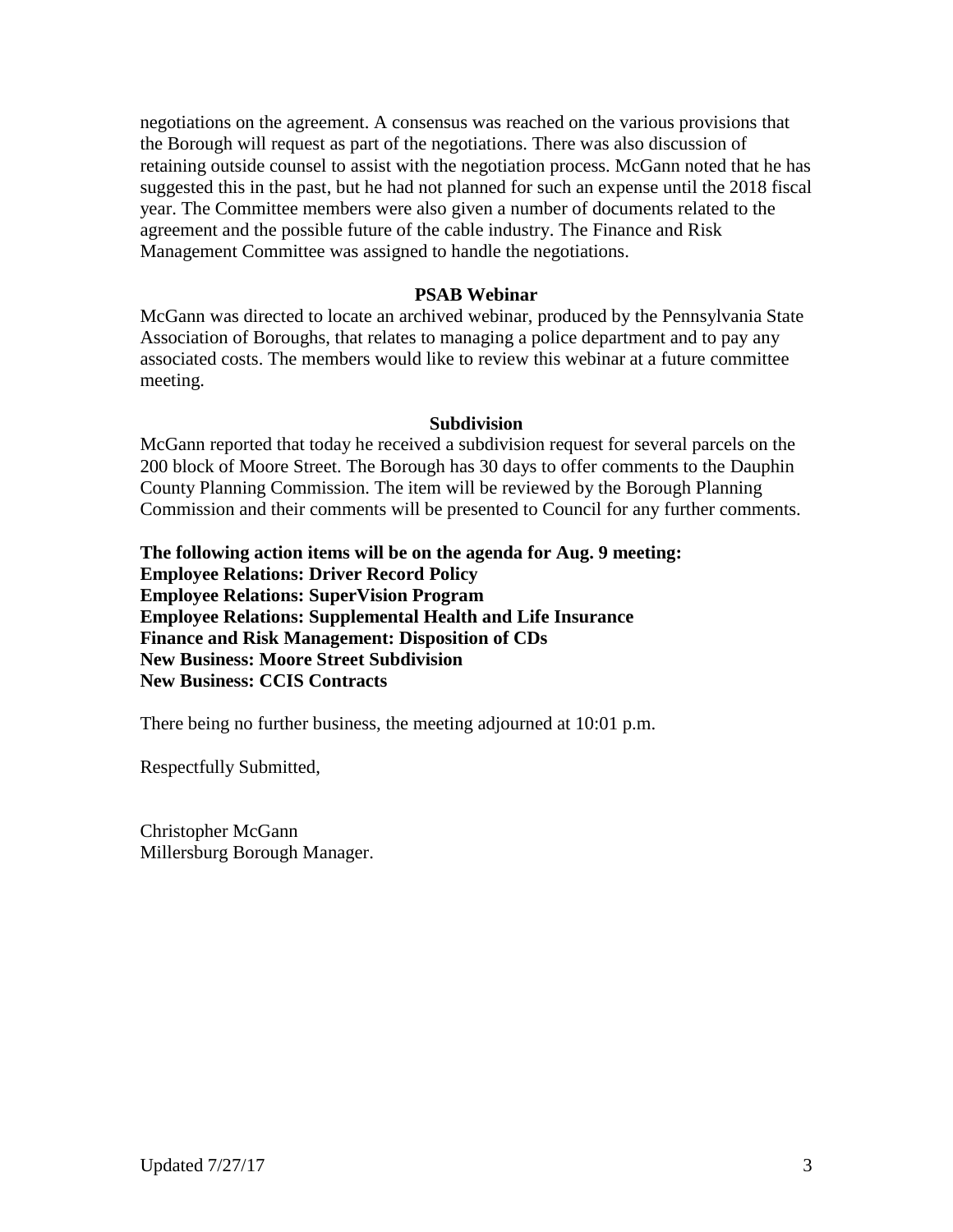negotiations on the agreement. A consensus was reached on the various provisions that the Borough will request as part of the negotiations. There was also discussion of retaining outside counsel to assist with the negotiation process. McGann noted that he has suggested this in the past, but he had not planned for such an expense until the 2018 fiscal year. The Committee members were also given a number of documents related to the agreement and the possible future of the cable industry. The Finance and Risk Management Committee was assigned to handle the negotiations.

**PSAB Webinar**

McGann was directed to locate an archived webinar, produced by the Pennsylvania State Association of Boroughs, that relates to managing a police department and to pay any associated costs. The members would like to review this webinar at a future committee meeting.

**Subdivision**

McGann reported that today he received a subdivision request for several parcels on the 200 block of Moore Street. The Borough has 30 days to offer comments to the Dauphin County Planning Commission. The item will be reviewed by the Borough Planning Commission and their comments will be presented to Council for any further comments.

**The following action items will be on the agenda for Aug. 9 meeting:**
**Employee Relations: Driver Record Policy**
**Employee Relations: SuperVision Program**
**Employee Relations: Supplemental Health and Life Insurance**
**Finance and Risk Management: Disposition of CDs**
**New Business: Moore Street Subdivision**
**New Business: CCIS Contracts**

There being no further business, the meeting adjourned at 10:01 p.m.

Respectfully Submitted,

Christopher McGann
Millersburg Borough Manager.

Updated 7/27/17